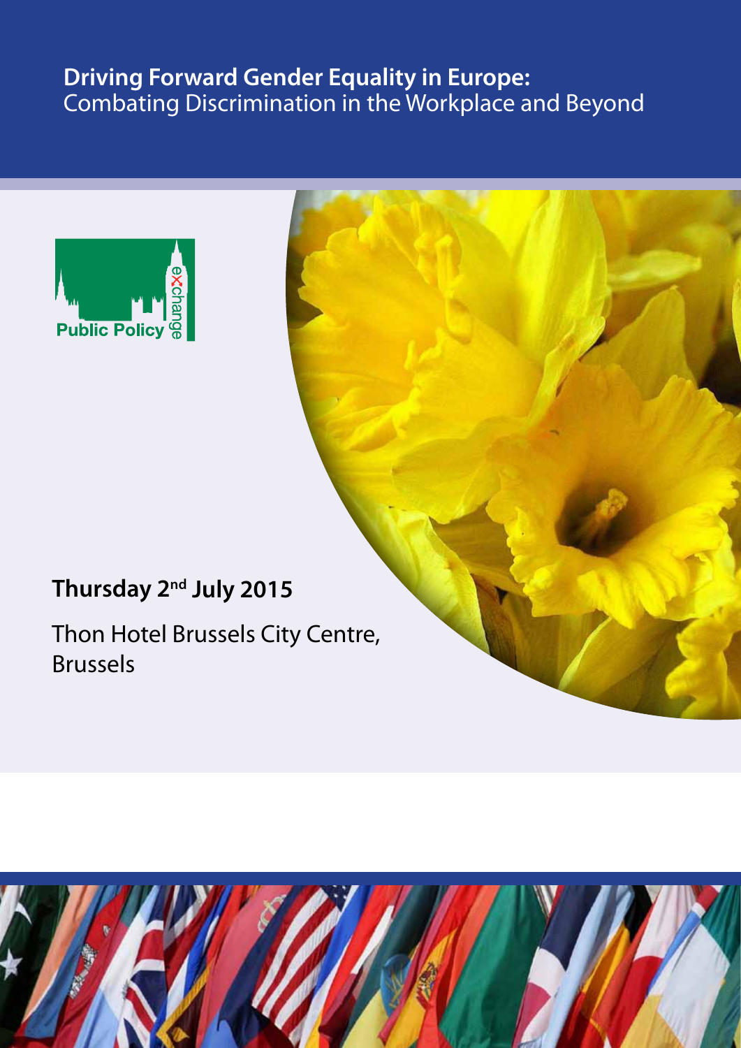# **Driving Forward Gender Equality in Europe:** Combating Discrimination in the Workplace and Beyond

Public Policy exchange

**Thursday 2nd July 2015**

Thon Hotel Brussels City Centre, Brussels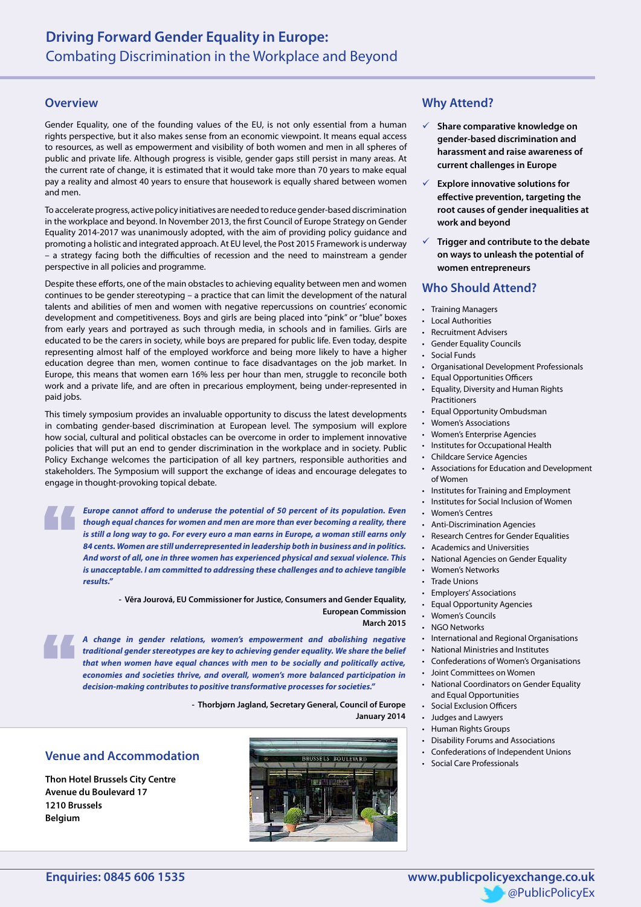# Driving Forward Gender Equality in Europe:
## Combating Discrimination in the Workplace and Beyond

## Overview

Gender Equality, one of the founding values of the EU, is not only essential from a human rights perspective, but it also makes sense from an economic viewpoint. It means equal access to resources, as well as empowerment and visibility of both women and men in all spheres of public and private life. Although progress is visible, gender gaps still persist in many areas. At the current rate of change, it is estimated that it would take more than 70 years to make equal pay a reality and almost 40 years to ensure that housework is equally shared between women and men.

To accelerate progress, active policy initiatives are needed to reduce gender-based discrimination in the workplace and beyond. In November 2013, the first Council of Europe Strategy on Gender Equality 2014-2017 was unanimously adopted, with the aim of providing policy guidance and promoting a holistic and integrated approach. At EU level, the Post 2015 Framework is underway – a strategy facing both the difficulties of recession and the need to mainstream a gender perspective in all policies and programme.

Despite these efforts, one of the main obstacles to achieving equality between men and women continues to be gender stereotyping – a practice that can limit the development of the natural talents and abilities of men and women with negative repercussions on countries' economic development and competitiveness. Boys and girls are being placed into "pink" or "blue" boxes from early years and portrayed as such through media, in schools and in families. Girls are educated to be the carers in society, while boys are prepared for public life. Even today, despite representing almost half of the employed workforce and being more likely to have a higher education degree than men, women continue to face disadvantages on the job market. In Europe, this means that women earn 16% less per hour than men, struggle to reconcile both work and a private life, and are often in precarious employment, being under-represented in paid jobs.

This timely symposium provides an invaluable opportunity to discuss the latest developments in combating gender-based discrimination at European level. The symposium will explore how social, cultural and political obstacles can be overcome in order to implement innovative policies that will put an end to gender discrimination in the workplace and in society. Public Policy Exchange welcomes the participation of all key partners, responsible authorities and stakeholders. The Symposium will support the exchange of ideas and encourage delegates to engage in thought-provoking topical debate.

> ***Europe cannot afford to underuse the potential of 50 percent of its population. Even though equal chances for women and men are more than ever becoming a reality, there is still a long way to go. For every euro a man earns in Europe, a woman still earns only 84 cents. Women are still underrepresented in leadership both in business and in politics. And worst of all, one in three women has experienced physical and sexual violence. This is unacceptable. I am committed to addressing these challenges and to achieve tangible results."***
>
> **- Věra Jourová, EU Commissioner for Justice, Consumers and Gender Equality, European Commission**
> **March 2015**

> ***A change in gender relations, women's empowerment and abolishing negative traditional gender stereotypes are key to achieving gender equality. We share the belief that when women have equal chances with men to be socially and politically active, economies and societies thrive, and overall, women's more balanced participation in decision-making contributes to positive transformative processes for societies."***
>
> **- Thorbjørn Jagland, Secretary General, Council of Europe**
> **January 2014**

## Venue and Accommodation

**Thon Hotel Brussels City Centre**
**Avenue du Boulevard 17**
**1210 Brussels**
**Belgium**

## Why Attend?

- ✓ **Share comparative knowledge on gender-based discrimination and harassment and raise awareness of current challenges in Europe**
- ✓ **Explore innovative solutions for effective prevention, targeting the root causes of gender inequalities at work and beyond**
- ✓ **Trigger and contribute to the debate on ways to unleash the potential of women entrepreneurs**

## Who Should Attend?

- Training Managers
- Local Authorities
- Recruitment Advisers
- Gender Equality Councils
- Social Funds
- Organisational Development Professionals
- Equal Opportunities Officers
- Equality, Diversity and Human Rights Practitioners
- Equal Opportunity Ombudsman
- Women's Associations
- Women's Enterprise Agencies
- Institutes for Occupational Health
- Childcare Service Agencies
- Associations for Education and Development of Women
- Institutes for Training and Employment
- Institutes for Social Inclusion of Women
- Women's Centres
- Anti-Discrimination Agencies
- Research Centres for Gender Equalities
- Academics and Universities
- National Agencies on Gender Equality
- Women's Networks
- Trade Unions
- Employers' Associations
- Equal Opportunity Agencies
- Women's Councils
- NGO Networks
- International and Regional Organisations
- National Ministries and Institutes
- Confederations of Women's Organisations
- Joint Committees on Women
- National Coordinators on Gender Equality and Equal Opportunities
- Social Exclusion Officers
- Judges and Lawyers
- Human Rights Groups
- Disability Forums and Associations
- Confederations of Independent Unions
- Social Care Professionals

**Enquiries: 0845 606 1535**

**www.publicpolicyexchange.co.uk**
@PublicPolicyEx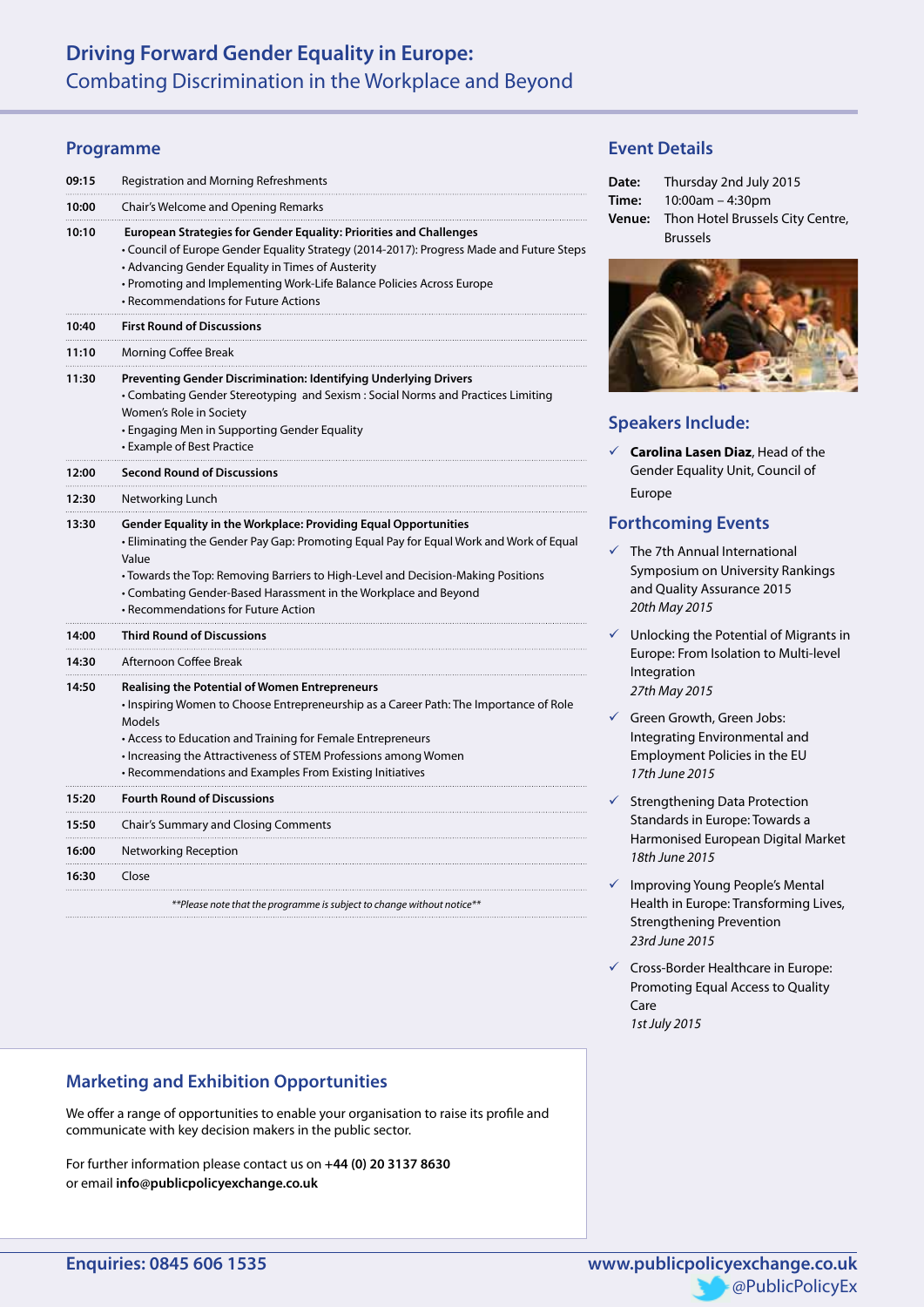# Driving Forward Gender Equality in Europe:
## Combating Discrimination in the Workplace and Beyond

## Programme

| | |
|---|---|
| **09:15** | Registration and Morning Refreshments |
| **10:00** | Chair's Welcome and Opening Remarks |
| **10:10** | **European Strategies for Gender Equality: Priorities and Challenges** <br>• Council of Europe Gender Equality Strategy (2014-2017): Progress Made and Future Steps <br>• Advancing Gender Equality in Times of Austerity <br>• Promoting and Implementing Work-Life Balance Policies Across Europe <br>• Recommendations for Future Actions |
| **10:40** | **First Round of Discussions** |
| **11:10** | Morning Coffee Break |
| **11:30** | **Preventing Gender Discrimination: Identifying Underlying Drivers** <br>• Combating Gender Stereotyping and Sexism : Social Norms and Practices Limiting Women's Role in Society <br>• Engaging Men in Supporting Gender Equality <br>• Example of Best Practice |
| **12:00** | **Second Round of Discussions** |
| **12:30** | Networking Lunch |
| **13:30** | **Gender Equality in the Workplace: Providing Equal Opportunities** <br>• Eliminating the Gender Pay Gap: Promoting Equal Pay for Equal Work and Work of Equal Value <br>• Towards the Top: Removing Barriers to High-Level and Decision-Making Positions <br>• Combating Gender-Based Harassment in the Workplace and Beyond <br>• Recommendations for Future Action |
| **14:00** | **Third Round of Discussions** |
| **14:30** | Afternoon Coffee Break |
| **14:50** | **Realising the Potential of Women Entrepreneurs** <br>• Inspiring Women to Choose Entrepreneurship as a Career Path: The Importance of Role Models <br>• Access to Education and Training for Female Entrepreneurs <br>• Increasing the Attractiveness of STEM Professions among Women <br>• Recommendations and Examples From Existing Initiatives |
| **15:20** | **Fourth Round of Discussions** |
| **15:50** | Chair's Summary and Closing Comments |
| **16:00** | Networking Reception |
| **16:30** | Close |

*\*\*Please note that the programme is subject to change without notice\*\**

## Event Details

**Date:** Thursday 2nd July 2015
**Time:** 10:00am – 4:30pm
**Venue:** Thon Hotel Brussels City Centre, Brussels

## Speakers Include:

- ✓ **Carolina Lasen Diaz**, Head of the Gender Equality Unit, Council of Europe

## Forthcoming Events

- ✓ The 7th Annual International Symposium on University Rankings and Quality Assurance 2015
  *20th May 2015*
- ✓ Unlocking the Potential of Migrants in Europe: From Isolation to Multi-level Integration
  *27th May 2015*
- ✓ Green Growth, Green Jobs: Integrating Environmental and Employment Policies in the EU
  *17th June 2015*
- ✓ Strengthening Data Protection Standards in Europe: Towards a Harmonised European Digital Market
  *18th June 2015*
- ✓ Improving Young People's Mental Health in Europe: Transforming Lives, Strengthening Prevention
  *23rd June 2015*
- ✓ Cross-Border Healthcare in Europe: Promoting Equal Access to Quality Care
  *1st July 2015*

## Marketing and Exhibition Opportunities

We offer a range of opportunities to enable your organisation to raise its profile and communicate with key decision makers in the public sector.

For further information please contact us on **+44 (0) 20 3137 8630** or email **info@publicpolicyexchange.co.uk**

**Enquiries: 0845 606 1535**

**www.publicpolicyexchange.co.uk**
@PublicPolicyEx